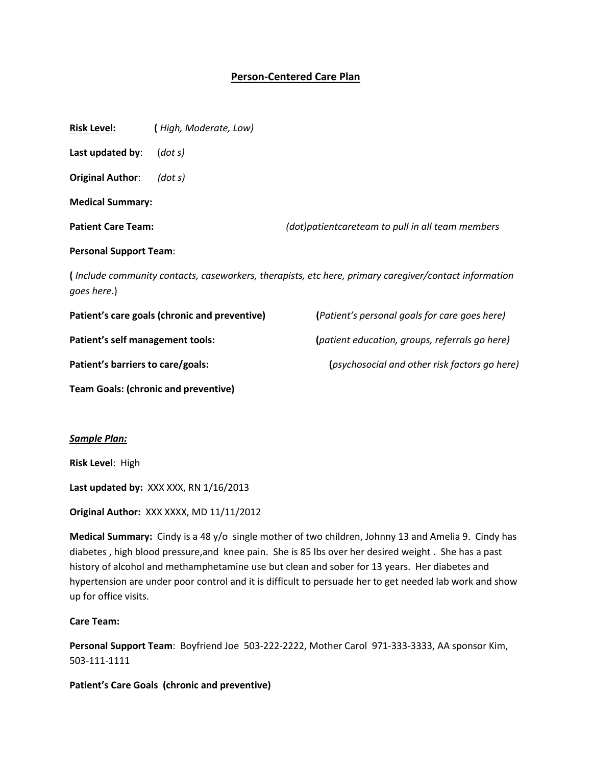# Person-Centered Care Plan

**Risk Level:** **(** *High, Moderate, Low)*

**Last updated by**: (*dot s)*

**Original Author**: *(dot s)*

**Medical Summary:**

**Patient Care Team:** *(dot)patientcareteam to pull in all team members*

**Personal Support Team**:

**(** *Include community contacts, caseworkers, therapists, etc here, primary caregiver/contact information goes here*.)

**Patient's care goals (chronic and preventive)** **(***Patient's personal goals for care goes here)*

**Patient's self management tools:** **(***patient education, groups, referrals go here)*

**Patient's barriers to care/goals:** **(***psychosocial and other risk factors go here)*

**Team Goals: (chronic and preventive)**

***Sample Plan:***

**Risk Level**: High

**Last updated by:** XXX XXX, RN 1/16/2013

**Original Author:** XXX XXXX, MD 11/11/2012

**Medical Summary:** Cindy is a 48 y/o single mother of two children, Johnny 13 and Amelia 9. Cindy has diabetes , high blood pressure,and knee pain. She is 85 lbs over her desired weight . She has a past history of alcohol and methamphetamine use but clean and sober for 13 years. Her diabetes and hypertension are under poor control and it is difficult to persuade her to get needed lab work and show up for office visits.

**Care Team:**

**Personal Support Team**: Boyfriend Joe 503-222-2222, Mother Carol 971-333-3333, AA sponsor Kim, 503-111-1111

**Patient's Care Goals (chronic and preventive)**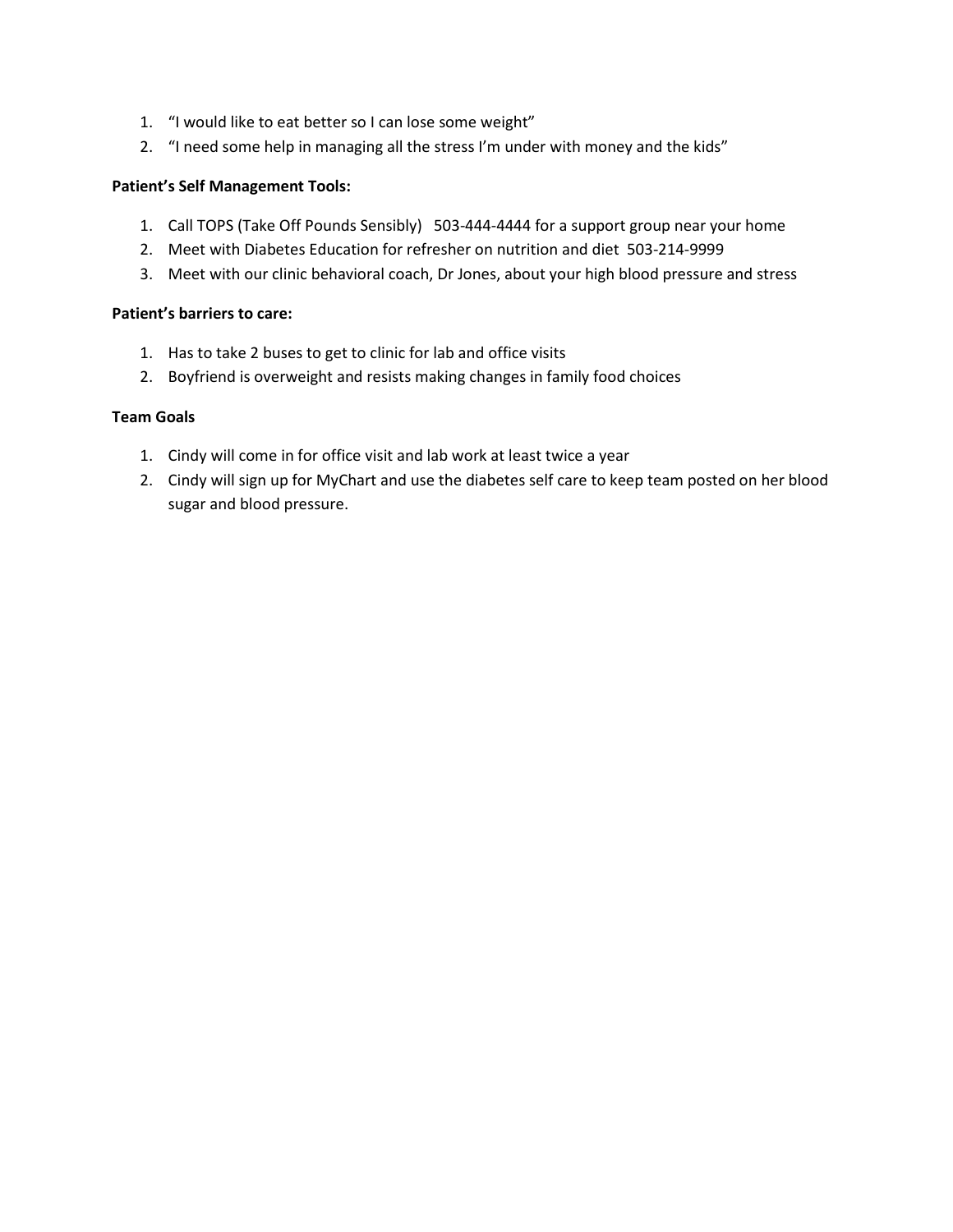1. "I would like to eat better so I can lose some weight"
2. "I need some help in managing all the stress I'm under with money and the kids"

**Patient's Self Management Tools:**

1. Call TOPS (Take Off Pounds Sensibly) 503-444-4444 for a support group near your home
2. Meet with Diabetes Education for refresher on nutrition and diet 503-214-9999
3. Meet with our clinic behavioral coach, Dr Jones, about your high blood pressure and stress

**Patient's barriers to care:**

1. Has to take 2 buses to get to clinic for lab and office visits
2. Boyfriend is overweight and resists making changes in family food choices

**Team Goals**

1. Cindy will come in for office visit and lab work at least twice a year
2. Cindy will sign up for MyChart and use the diabetes self care to keep team posted on her blood sugar and blood pressure.